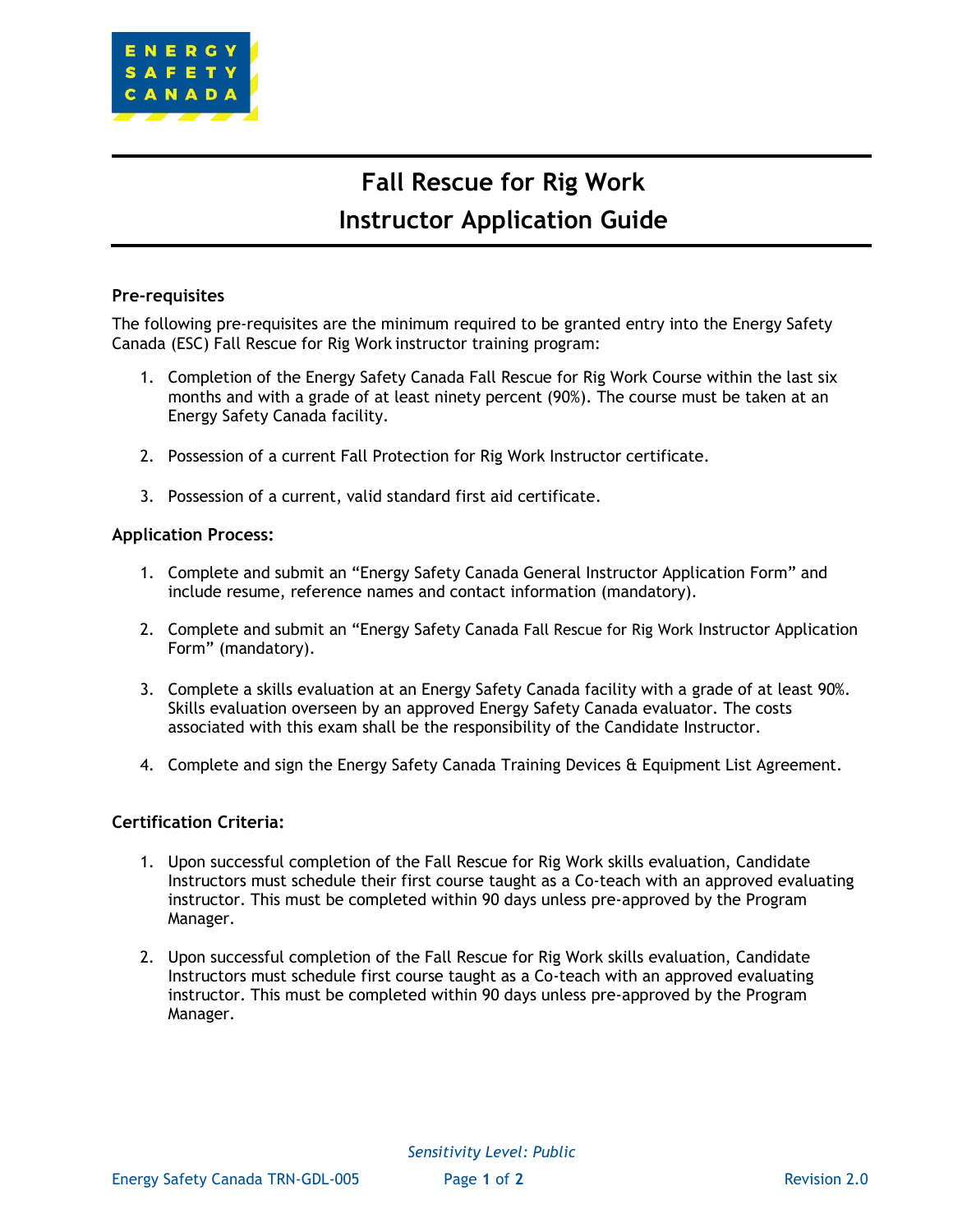# Fall Rescue for Rig Work

# Instructor Application Guide

### Pre-requisites

The following pre-requisites are the minimum required to be granted entry into the Energy Safety Canada (ESC) Fall Rescue for Rig Work instructor training program:

1. Completion of the Energy Safety Canada Fall Rescue for Rig Work Course within the last six months and with a grade of at least ninety percent (90%). The course must be taken at an Energy Safety Canada facility.

2. Possession of a current Fall Protection for Rig Work Instructor certificate.

3. Possession of a current, valid standard first aid certificate.

### Application Process:

1. Complete and submit an "Energy Safety Canada General Instructor Application Form" and include resume, reference names and contact information (mandatory).

2. Complete and submit an "Energy Safety Canada Fall Rescue for Rig Work Instructor Application Form" (mandatory).

3. Complete a skills evaluation at an Energy Safety Canada facility with a grade of at least 90%. Skills evaluation overseen by an approved Energy Safety Canada evaluator. The costs associated with this exam shall be the responsibility of the Candidate Instructor.

4. Complete and sign the Energy Safety Canada Training Devices & Equipment List Agreement.

### Certification Criteria:

1. Upon successful completion of the Fall Rescue for Rig Work skills evaluation, Candidate Instructors must schedule their first course taught as a Co-teach with an approved evaluating instructor. This must be completed within 90 days unless pre-approved by the Program Manager.

2. Upon successful completion of the Fall Rescue for Rig Work skills evaluation, Candidate Instructors must schedule first course taught as a Co-teach with an approved evaluating instructor. This must be completed within 90 days unless pre-approved by the Program Manager.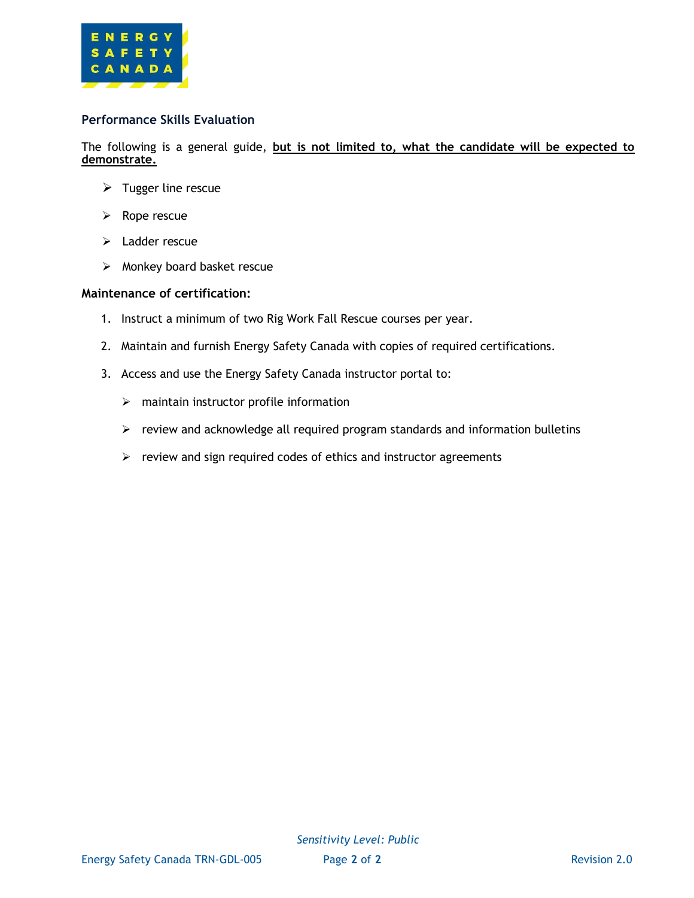### Performance Skills Evaluation

The following is a general guide, **but is not limited to, what the candidate will be expected to demonstrate.**

- Tugger line rescue
- Rope rescue
- Ladder rescue
- Monkey board basket rescue

**Maintenance of certification:**

1. Instruct a minimum of two Rig Work Fall Rescue courses per year.
2. Maintain and furnish Energy Safety Canada with copies of required certifications.
3. Access and use the Energy Safety Canada instructor portal to:
   - maintain instructor profile information
   - review and acknowledge all required program standards and information bulletins
   - review and sign required codes of ethics and instructor agreements